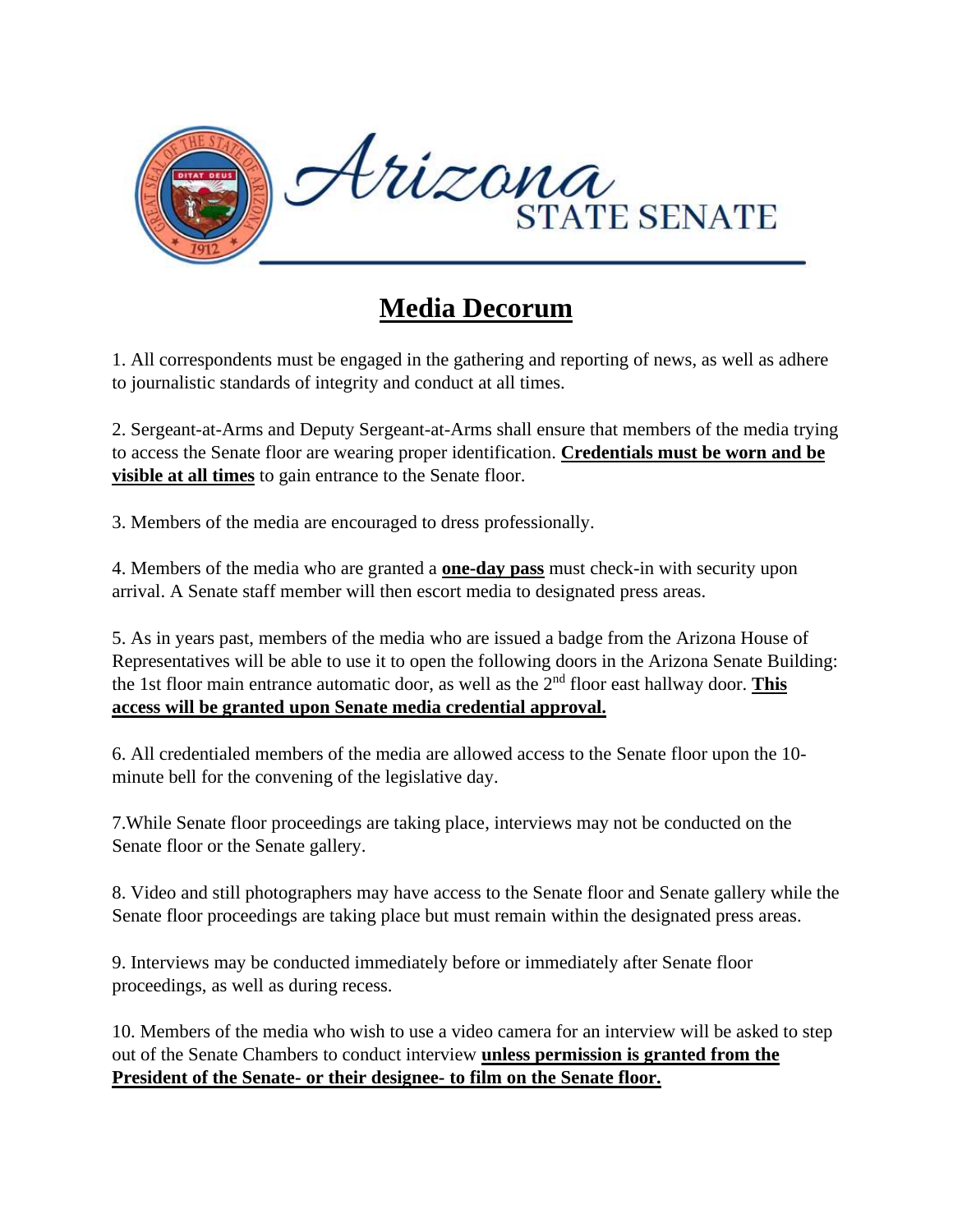Arizona
STATE SENATE

# Media Decorum

1. All correspondents must be engaged in the gathering and reporting of news, as well as adhere to journalistic standards of integrity and conduct at all times.

2. Sergeant-at-Arms and Deputy Sergeant-at-Arms shall ensure that members of the media trying to access the Senate floor are wearing proper identification. **Credentials must be worn and be visible at all times** to gain entrance to the Senate floor.

3. Members of the media are encouraged to dress professionally.

4. Members of the media who are granted a **one-day pass** must check-in with security upon arrival. A Senate staff member will then escort media to designated press areas.

5. As in years past, members of the media who are issued a badge from the Arizona House of Representatives will be able to use it to open the following doors in the Arizona Senate Building: the 1st floor main entrance automatic door, as well as the 2nd floor east hallway door. **This access will be granted upon Senate media credential approval.**

6. All credentialed members of the media are allowed access to the Senate floor upon the 10-minute bell for the convening of the legislative day.

7. While Senate floor proceedings are taking place, interviews may not be conducted on the Senate floor or the Senate gallery.

8. Video and still photographers may have access to the Senate floor and Senate gallery while the Senate floor proceedings are taking place but must remain within the designated press areas.

9. Interviews may be conducted immediately before or immediately after Senate floor proceedings, as well as during recess.

10. Members of the media who wish to use a video camera for an interview will be asked to step out of the Senate Chambers to conduct interview **unless permission is granted from the President of the Senate- or their designee- to film on the Senate floor.**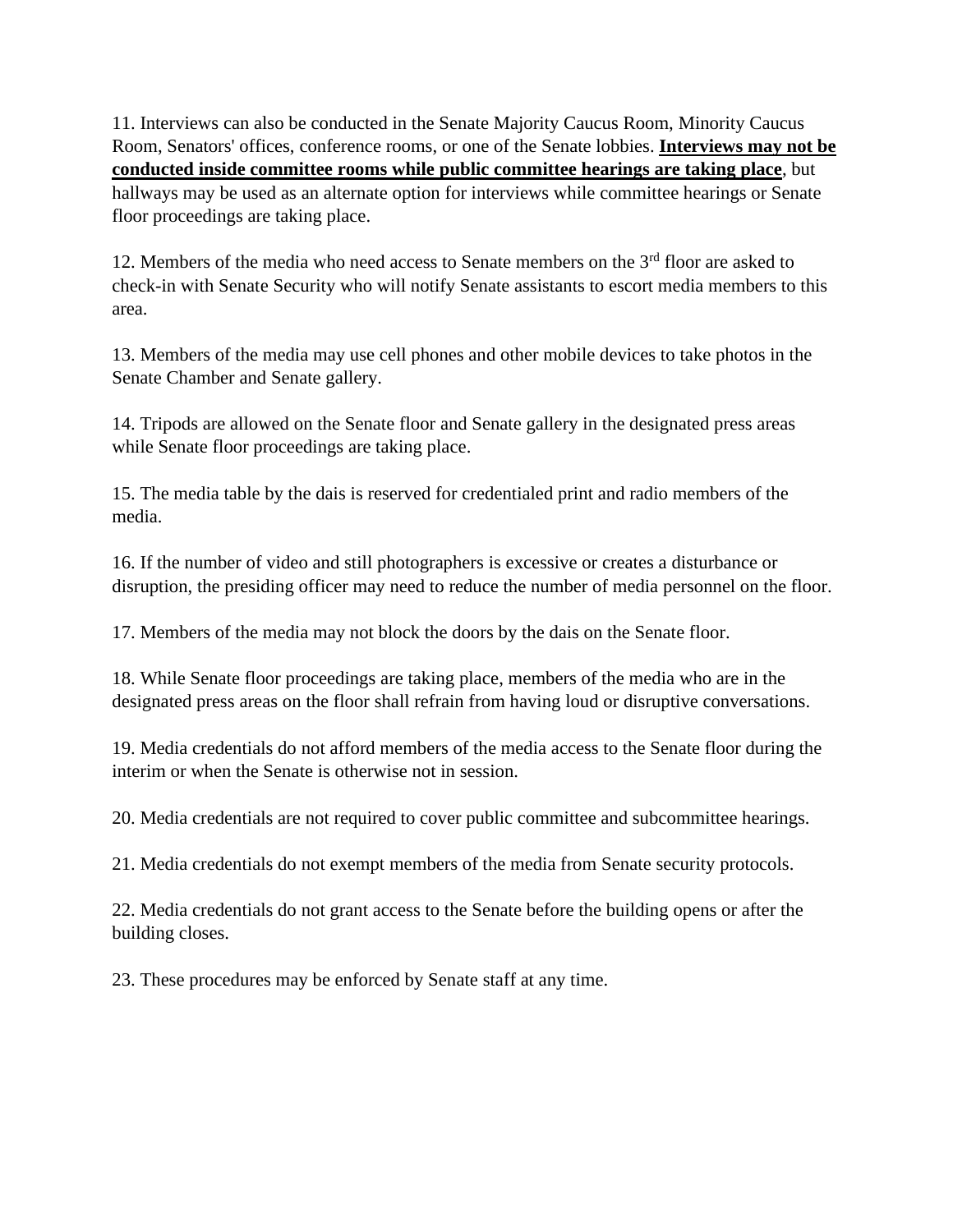11. Interviews can also be conducted in the Senate Majority Caucus Room, Minority Caucus Room, Senators' offices, conference rooms, or one of the Senate lobbies. **Interviews may not be conducted inside committee rooms while public committee hearings are taking place**, but hallways may be used as an alternate option for interviews while committee hearings or Senate floor proceedings are taking place.

12. Members of the media who need access to Senate members on the 3rd floor are asked to check-in with Senate Security who will notify Senate assistants to escort media members to this area.

13. Members of the media may use cell phones and other mobile devices to take photos in the Senate Chamber and Senate gallery.

14. Tripods are allowed on the Senate floor and Senate gallery in the designated press areas while Senate floor proceedings are taking place.

15. The media table by the dais is reserved for credentialed print and radio members of the media.

16. If the number of video and still photographers is excessive or creates a disturbance or disruption, the presiding officer may need to reduce the number of media personnel on the floor.

17. Members of the media may not block the doors by the dais on the Senate floor.

18. While Senate floor proceedings are taking place, members of the media who are in the designated press areas on the floor shall refrain from having loud or disruptive conversations.

19. Media credentials do not afford members of the media access to the Senate floor during the interim or when the Senate is otherwise not in session.

20. Media credentials are not required to cover public committee and subcommittee hearings.

21. Media credentials do not exempt members of the media from Senate security protocols.

22. Media credentials do not grant access to the Senate before the building opens or after the building closes.

23. These procedures may be enforced by Senate staff at any time.